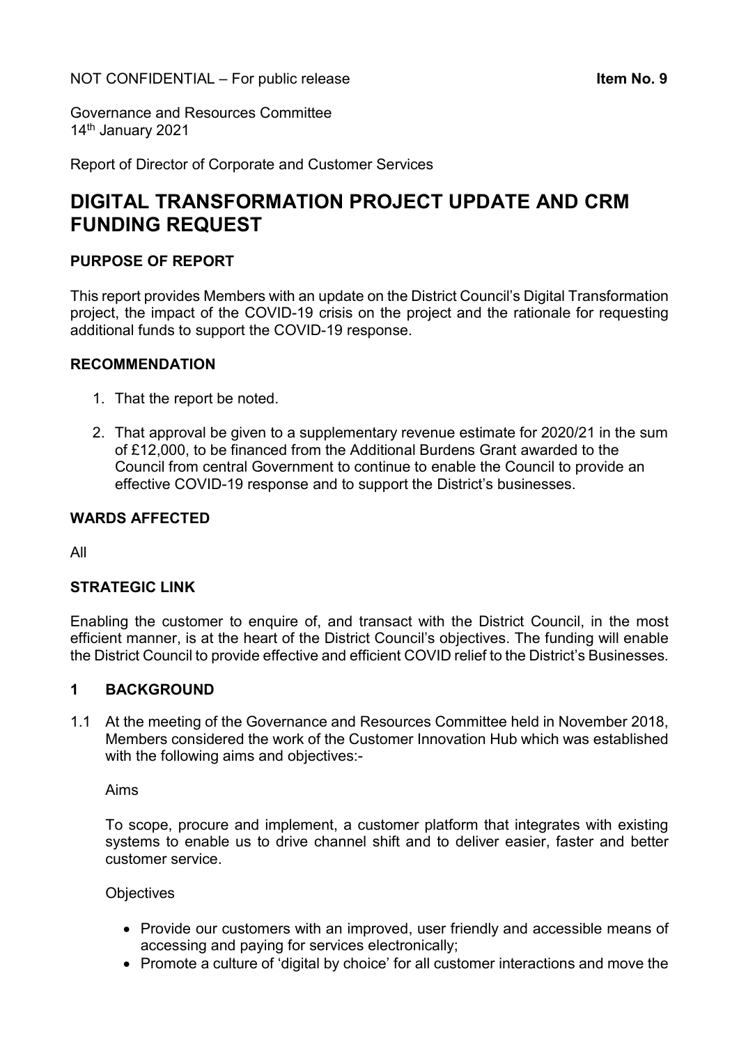NOT CONFIDENTIAL – For public release **Item No. 9**

Governance and Resources Committee
14th January 2021

Report of Director of Corporate and Customer Services

# DIGITAL TRANSFORMATION PROJECT UPDATE AND CRM FUNDING REQUEST

## PURPOSE OF REPORT

This report provides Members with an update on the District Council's Digital Transformation project, the impact of the COVID-19 crisis on the project and the rationale for requesting additional funds to support the COVID-19 response.

## RECOMMENDATION

1. That the report be noted.
2. That approval be given to a supplementary revenue estimate for 2020/21 in the sum of £12,000, to be financed from the Additional Burdens Grant awarded to the Council from central Government to continue to enable the Council to provide an effective COVID-19 response and to support the District's businesses.

## WARDS AFFECTED

All

## STRATEGIC LINK

Enabling the customer to enquire of, and transact with the District Council, in the most efficient manner, is at the heart of the District Council's objectives. The funding will enable the District Council to provide effective and efficient COVID relief to the District's Businesses.

## 1 BACKGROUND

1.1 At the meeting of the Governance and Resources Committee held in November 2018, Members considered the work of the Customer Innovation Hub which was established with the following aims and objectives:-

Aims

To scope, procure and implement, a customer platform that integrates with existing systems to enable us to drive channel shift and to deliver easier, faster and better customer service.

Objectives

- Provide our customers with an improved, user friendly and accessible means of accessing and paying for services electronically;
- Promote a culture of 'digital by choice' for all customer interactions and move the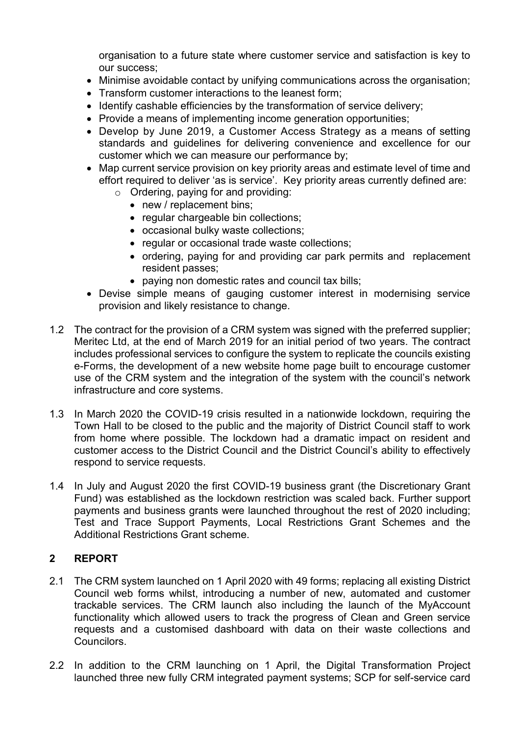organisation to a future state where customer service and satisfaction is key to our success;

- Minimise avoidable contact by unifying communications across the organisation;
- Transform customer interactions to the leanest form;
- Identify cashable efficiencies by the transformation of service delivery;
- Provide a means of implementing income generation opportunities;
- Develop by June 2019, a Customer Access Strategy as a means of setting standards and guidelines for delivering convenience and excellence for our customer which we can measure our performance by;
- Map current service provision on key priority areas and estimate level of time and effort required to deliver 'as is service'. Key priority areas currently defined are:
  - Ordering, paying for and providing:
    - new / replacement bins;
    - regular chargeable bin collections;
    - occasional bulky waste collections;
    - regular or occasional trade waste collections;
    - ordering, paying for and providing car park permits and replacement resident passes;
    - paying non domestic rates and council tax bills;
- Devise simple means of gauging customer interest in modernising service provision and likely resistance to change.

1.2 The contract for the provision of a CRM system was signed with the preferred supplier; Meritec Ltd, at the end of March 2019 for an initial period of two years. The contract includes professional services to configure the system to replicate the councils existing e-Forms, the development of a new website home page built to encourage customer use of the CRM system and the integration of the system with the council's network infrastructure and core systems.

1.3 In March 2020 the COVID-19 crisis resulted in a nationwide lockdown, requiring the Town Hall to be closed to the public and the majority of District Council staff to work from home where possible. The lockdown had a dramatic impact on resident and customer access to the District Council and the District Council's ability to effectively respond to service requests.

1.4 In July and August 2020 the first COVID-19 business grant (the Discretionary Grant Fund) was established as the lockdown restriction was scaled back. Further support payments and business grants were launched throughout the rest of 2020 including; Test and Trace Support Payments, Local Restrictions Grant Schemes and the Additional Restrictions Grant scheme.

## 2 REPORT

2.1 The CRM system launched on 1 April 2020 with 49 forms; replacing all existing District Council web forms whilst, introducing a number of new, automated and customer trackable services. The CRM launch also including the launch of the MyAccount functionality which allowed users to track the progress of Clean and Green service requests and a customised dashboard with data on their waste collections and Councilors.

2.2 In addition to the CRM launching on 1 April, the Digital Transformation Project launched three new fully CRM integrated payment systems; SCP for self-service card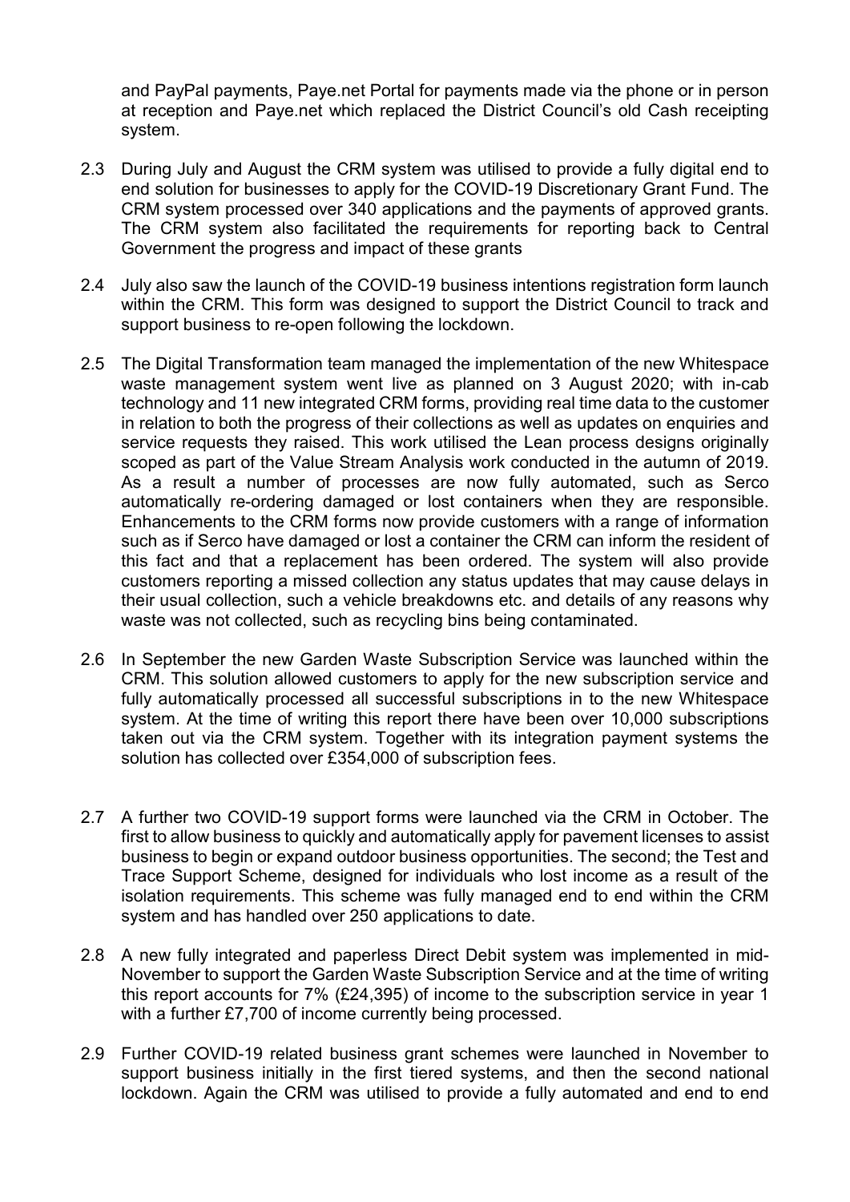and PayPal payments, Paye.net Portal for payments made via the phone or in person at reception and Paye.net which replaced the District Council's old Cash receipting system.

2.3 During July and August the CRM system was utilised to provide a fully digital end to end solution for businesses to apply for the COVID-19 Discretionary Grant Fund. The CRM system processed over 340 applications and the payments of approved grants. The CRM system also facilitated the requirements for reporting back to Central Government the progress and impact of these grants

2.4 July also saw the launch of the COVID-19 business intentions registration form launch within the CRM. This form was designed to support the District Council to track and support business to re-open following the lockdown.

2.5 The Digital Transformation team managed the implementation of the new Whitespace waste management system went live as planned on 3 August 2020; with in-cab technology and 11 new integrated CRM forms, providing real time data to the customer in relation to both the progress of their collections as well as updates on enquiries and service requests they raised. This work utilised the Lean process designs originally scoped as part of the Value Stream Analysis work conducted in the autumn of 2019. As a result a number of processes are now fully automated, such as Serco automatically re-ordering damaged or lost containers when they are responsible. Enhancements to the CRM forms now provide customers with a range of information such as if Serco have damaged or lost a container the CRM can inform the resident of this fact and that a replacement has been ordered. The system will also provide customers reporting a missed collection any status updates that may cause delays in their usual collection, such a vehicle breakdowns etc. and details of any reasons why waste was not collected, such as recycling bins being contaminated.

2.6 In September the new Garden Waste Subscription Service was launched within the CRM. This solution allowed customers to apply for the new subscription service and fully automatically processed all successful subscriptions in to the new Whitespace system. At the time of writing this report there have been over 10,000 subscriptions taken out via the CRM system. Together with its integration payment systems the solution has collected over £354,000 of subscription fees.

2.7 A further two COVID-19 support forms were launched via the CRM in October. The first to allow business to quickly and automatically apply for pavement licenses to assist business to begin or expand outdoor business opportunities. The second; the Test and Trace Support Scheme, designed for individuals who lost income as a result of the isolation requirements. This scheme was fully managed end to end within the CRM system and has handled over 250 applications to date.

2.8 A new fully integrated and paperless Direct Debit system was implemented in mid-November to support the Garden Waste Subscription Service and at the time of writing this report accounts for 7% (£24,395) of income to the subscription service in year 1 with a further £7,700 of income currently being processed.

2.9 Further COVID-19 related business grant schemes were launched in November to support business initially in the first tiered systems, and then the second national lockdown. Again the CRM was utilised to provide a fully automated and end to end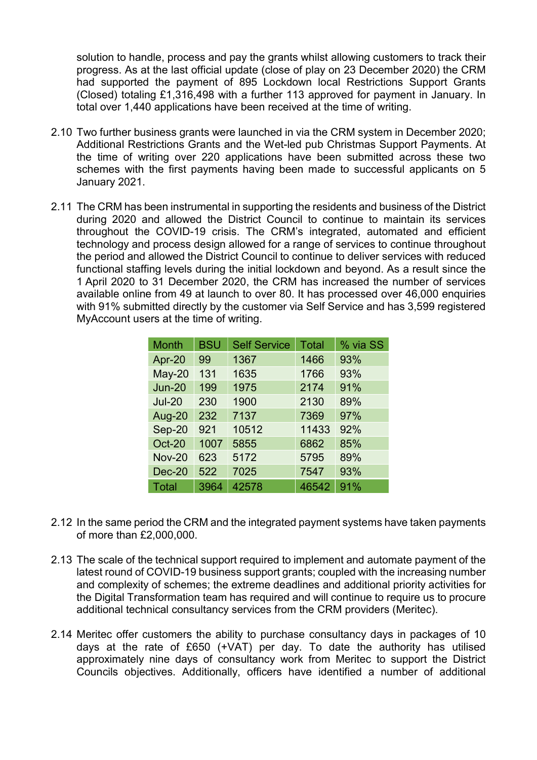solution to handle, process and pay the grants whilst allowing customers to track their progress. As at the last official update (close of play on 23 December 2020) the CRM had supported the payment of 895 Lockdown local Restrictions Support Grants (Closed) totaling £1,316,498 with a further 113 approved for payment in January. In total over 1,440 applications have been received at the time of writing.

2.10 Two further business grants were launched in via the CRM system in December 2020; Additional Restrictions Grants and the Wet-led pub Christmas Support Payments. At the time of writing over 220 applications have been submitted across these two schemes with the first payments having been made to successful applicants on 5 January 2021.

2.11 The CRM has been instrumental in supporting the residents and business of the District during 2020 and allowed the District Council to continue to maintain its services throughout the COVID-19 crisis. The CRM's integrated, automated and efficient technology and process design allowed for a range of services to continue throughout the period and allowed the District Council to continue to deliver services with reduced functional staffing levels during the initial lockdown and beyond. As a result since the 1 April 2020 to 31 December 2020, the CRM has increased the number of services available online from 49 at launch to over 80. It has processed over 46,000 enquiries with 91% submitted directly by the customer via Self Service and has 3,599 registered MyAccount users at the time of writing.

| Month | BSU | Self Service | Total | % via SS |
|---|---|---|---|---|
| Apr-20 | 99 | 1367 | 1466 | 93% |
| May-20 | 131 | 1635 | 1766 | 93% |
| Jun-20 | 199 | 1975 | 2174 | 91% |
| Jul-20 | 230 | 1900 | 2130 | 89% |
| Aug-20 | 232 | 7137 | 7369 | 97% |
| Sep-20 | 921 | 10512 | 11433 | 92% |
| Oct-20 | 1007 | 5855 | 6862 | 85% |
| Nov-20 | 623 | 5172 | 5795 | 89% |
| Dec-20 | 522 | 7025 | 7547 | 93% |
| Total | 3964 | 42578 | 46542 | 91% |

2.12 In the same period the CRM and the integrated payment systems have taken payments of more than £2,000,000.

2.13 The scale of the technical support required to implement and automate payment of the latest round of COVID-19 business support grants; coupled with the increasing number and complexity of schemes; the extreme deadlines and additional priority activities for the Digital Transformation team has required and will continue to require us to procure additional technical consultancy services from the CRM providers (Meritec).

2.14 Meritec offer customers the ability to purchase consultancy days in packages of 10 days at the rate of £650 (+VAT) per day. To date the authority has utilised approximately nine days of consultancy work from Meritec to support the District Councils objectives. Additionally, officers have identified a number of additional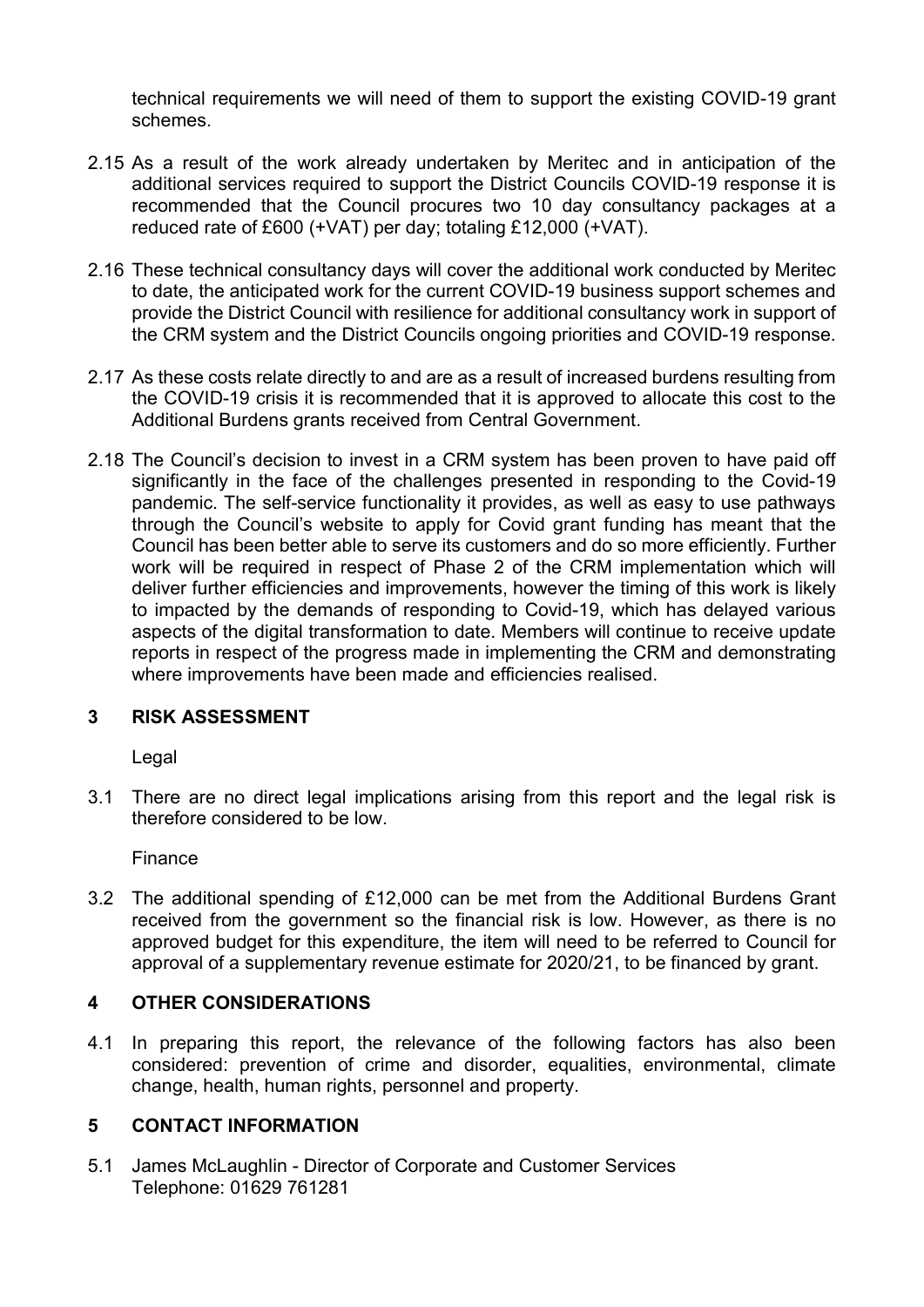technical requirements we will need of them to support the existing COVID-19 grant schemes.

2.15 As a result of the work already undertaken by Meritec and in anticipation of the additional services required to support the District Councils COVID-19 response it is recommended that the Council procures two 10 day consultancy packages at a reduced rate of £600 (+VAT) per day; totaling £12,000 (+VAT).

2.16 These technical consultancy days will cover the additional work conducted by Meritec to date, the anticipated work for the current COVID-19 business support schemes and provide the District Council with resilience for additional consultancy work in support of the CRM system and the District Councils ongoing priorities and COVID-19 response.

2.17 As these costs relate directly to and are as a result of increased burdens resulting from the COVID-19 crisis it is recommended that it is approved to allocate this cost to the Additional Burdens grants received from Central Government.

2.18 The Council's decision to invest in a CRM system has been proven to have paid off significantly in the face of the challenges presented in responding to the Covid-19 pandemic. The self-service functionality it provides, as well as easy to use pathways through the Council's website to apply for Covid grant funding has meant that the Council has been better able to serve its customers and do so more efficiently. Further work will be required in respect of Phase 2 of the CRM implementation which will deliver further efficiencies and improvements, however the timing of this work is likely to impacted by the demands of responding to Covid-19, which has delayed various aspects of the digital transformation to date. Members will continue to receive update reports in respect of the progress made in implementing the CRM and demonstrating where improvements have been made and efficiencies realised.

## 3 RISK ASSESSMENT

Legal

3.1 There are no direct legal implications arising from this report and the legal risk is therefore considered to be low.

Finance

3.2 The additional spending of £12,000 can be met from the Additional Burdens Grant received from the government so the financial risk is low. However, as there is no approved budget for this expenditure, the item will need to be referred to Council for approval of a supplementary revenue estimate for 2020/21, to be financed by grant.

## 4 OTHER CONSIDERATIONS

4.1 In preparing this report, the relevance of the following factors has also been considered: prevention of crime and disorder, equalities, environmental, climate change, health, human rights, personnel and property.

## 5 CONTACT INFORMATION

5.1 James McLaughlin - Director of Corporate and Customer Services
Telephone: 01629 761281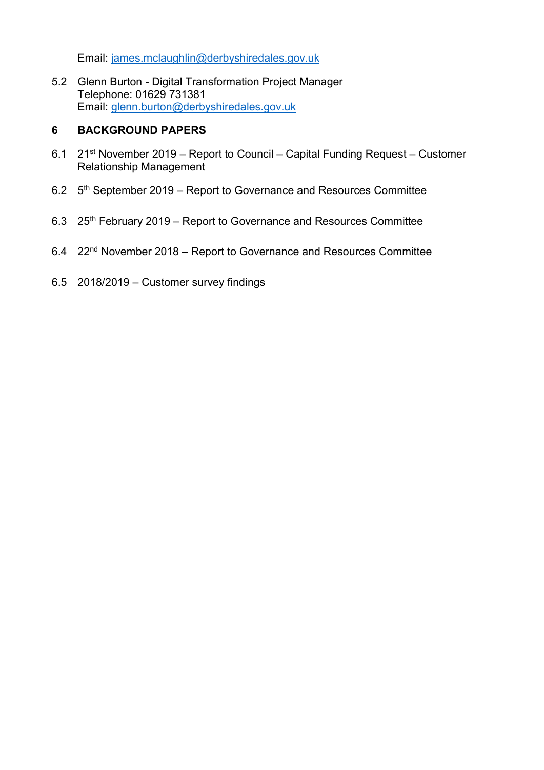Email: james.mclaughlin@derbyshiredales.gov.uk

5.2 Glenn Burton - Digital Transformation Project Manager
Telephone: 01629 731381
Email: glenn.burton@derbyshiredales.gov.uk

## 6 BACKGROUND PAPERS

6.1 21st November 2019 – Report to Council – Capital Funding Request – Customer Relationship Management

6.2 5th September 2019 – Report to Governance and Resources Committee

6.3 25th February 2019 – Report to Governance and Resources Committee

6.4 22nd November 2018 – Report to Governance and Resources Committee

6.5 2018/2019 – Customer survey findings